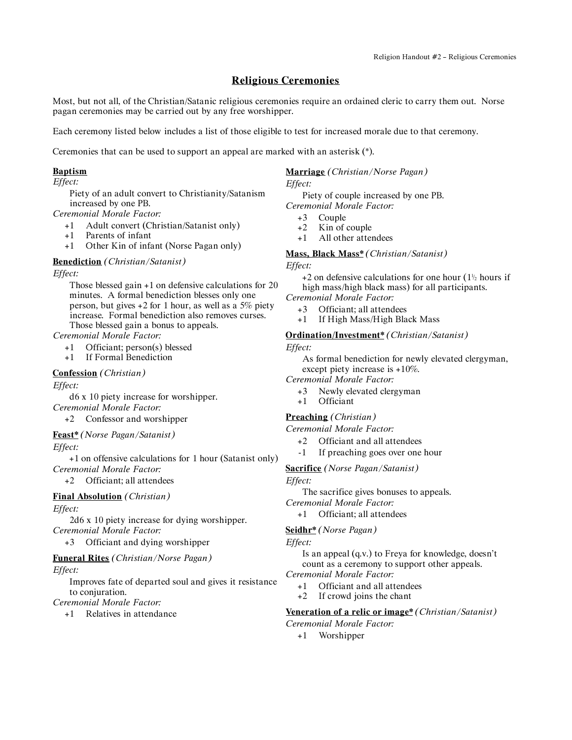# Religious Ceremonies

Most, but not all, of the Christian/Satanic religious ceremonies require an ordained cleric to carry them out. Norse pagan ceremonies may be carried out by any free worshipper.

Each ceremony listed below includes a list of those eligible to test for increased morale due to that ceremony.

Ceremonies that can be used to support an appeal are marked with an asterisk (*).

**Baptism**

*Effect:*

Piety of an adult convert to Christianity/Satanism increased by one PB.

*Ceremonial Morale Factor:*

- +1 Adult convert (Christian/Satanist only)
- +1 Parents of infant
- +1 Other Kin of infant (Norse Pagan only)

**Benediction** *(Christian/Satanist)*

*Effect:*

Those blessed gain +1 on defensive calculations for 20 minutes. A formal benediction blesses only one person, but gives +2 for 1 hour, as well as a 5% piety increase. Formal benediction also removes curses. Those blessed gain a bonus to appeals.

*Ceremonial Morale Factor:*

- +1 Officiant; person(s) blessed
- +1 If Formal Benediction

**Confession** *(Christian)*

*Effect:*

d6 x 10 piety increase for worshipper.

*Ceremonial Morale Factor:*

- +2 Confessor and worshipper

**Feast*** *(Norse Pagan/Satanist)*

*Effect:*

+1 on offensive calculations for 1 hour (Satanist only)

*Ceremonial Morale Factor:*

- +2 Officiant; all attendees

**Final Absolution** *(Christian)*

*Effect:*

2d6 x 10 piety increase for dying worshipper.

*Ceremonial Morale Factor:*

- +3 Officiant and dying worshipper

**Funeral Rites** *(Christian/Norse Pagan)*

*Effect:*

Improves fate of departed soul and gives it resistance to conjuration.

*Ceremonial Morale Factor:*

- +1 Relatives in attendance

**Marriage** *(Christian/Norse Pagan)*

*Effect:*

Piety of couple increased by one PB.

*Ceremonial Morale Factor:*

- +3 Couple
- +2 Kin of couple
- +1 All other attendees

**Mass, Black Mass*** *(Christian/Satanist)*

*Effect:*

+2 on defensive calculations for one hour (1½ hours if high mass/high black mass) for all participants.

*Ceremonial Morale Factor:*

- +3 Officiant; all attendees
- +1 If High Mass/High Black Mass

**Ordination/Investment*** *(Christian/Satanist)*

*Effect:*

As formal benediction for newly elevated clergyman, except piety increase is +10%.

*Ceremonial Morale Factor:*

- +3 Newly elevated clergyman
- +1 Officiant

**Preaching** *(Christian)*

*Ceremonial Morale Factor:*

- +2 Officiant and all attendees
- -1 If preaching goes over one hour

**Sacrifice** *(Norse Pagan/Satanist)*

*Effect:*

The sacrifice gives bonuses to appeals.

*Ceremonial Morale Factor:*

- +1 Officiant; all attendees

**Seidhr*** *(Norse Pagan)*

*Effect:*

Is an appeal (q.v.) to Freya for knowledge, doesn't count as a ceremony to support other appeals.

*Ceremonial Morale Factor:*

- +1 Officiant and all attendees
- +2 If crowd joins the chant

**Veneration of a relic or image*** *(Christian/Satanist)*

*Ceremonial Morale Factor:*

- +1 Worshipper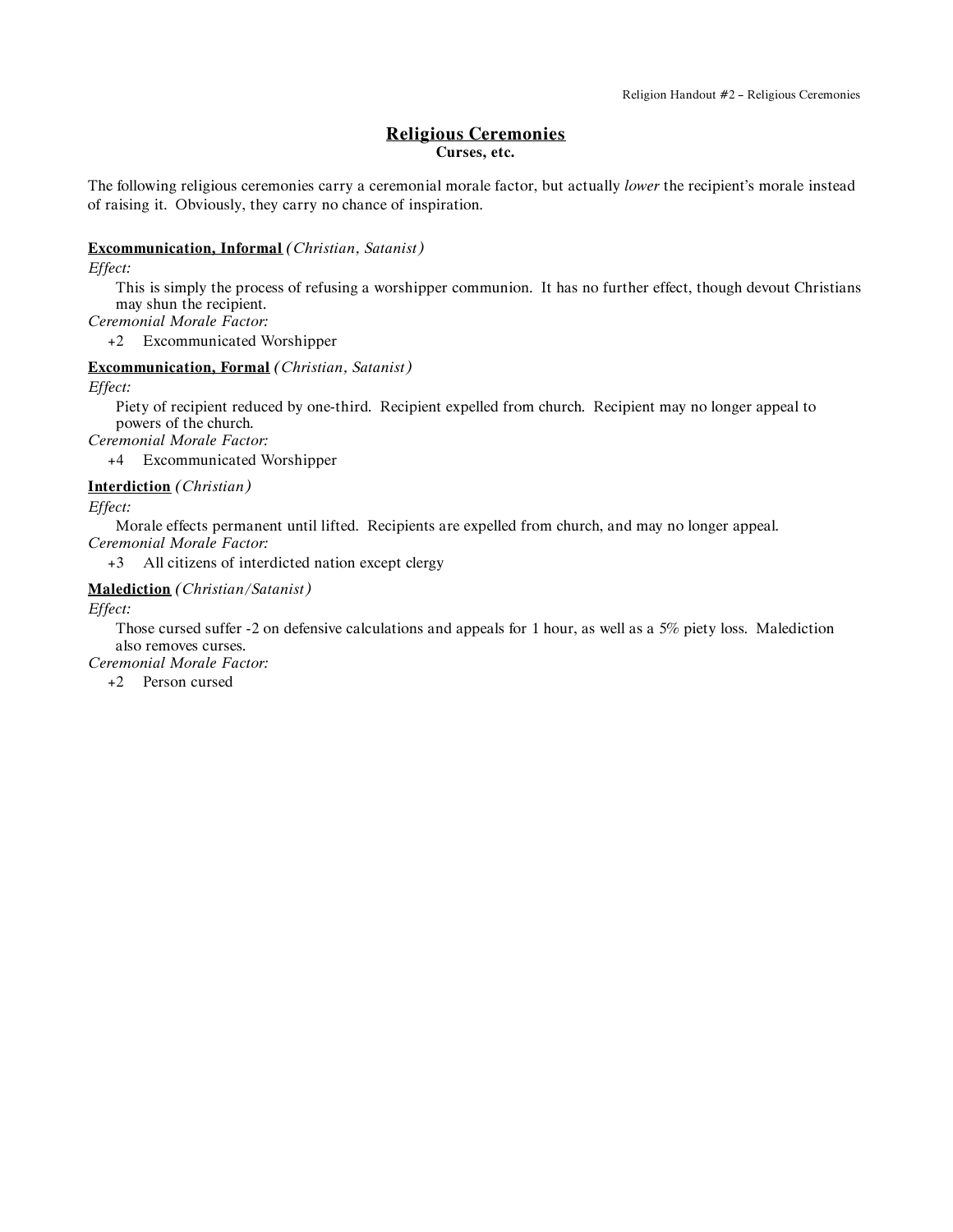# Religious Ceremonies

**Curses, etc.**

The following religious ceremonies carry a ceremonial morale factor, but actually *lower* the recipient's morale instead of raising it. Obviously, they carry no chance of inspiration.

**Excommunication, Informal** *(Christian, Satanist)*

*Effect:*

This is simply the process of refusing a worshipper communion. It has no further effect, though devout Christians may shun the recipient.

*Ceremonial Morale Factor:*

+2 Excommunicated Worshipper

**Excommunication, Formal** *(Christian, Satanist)*

*Effect:*

Piety of recipient reduced by one-third. Recipient expelled from church. Recipient may no longer appeal to powers of the church.

*Ceremonial Morale Factor:*

+4 Excommunicated Worshipper

**Interdiction** *(Christian)*

*Effect:*

Morale effects permanent until lifted. Recipients are expelled from church, and may no longer appeal.

*Ceremonial Morale Factor:*

+3 All citizens of interdicted nation except clergy

**Malediction** *(Christian/Satanist)*

*Effect:*

Those cursed suffer -2 on defensive calculations and appeals for 1 hour, as well as a 5% piety loss. Malediction also removes curses.

*Ceremonial Morale Factor:*

+2 Person cursed